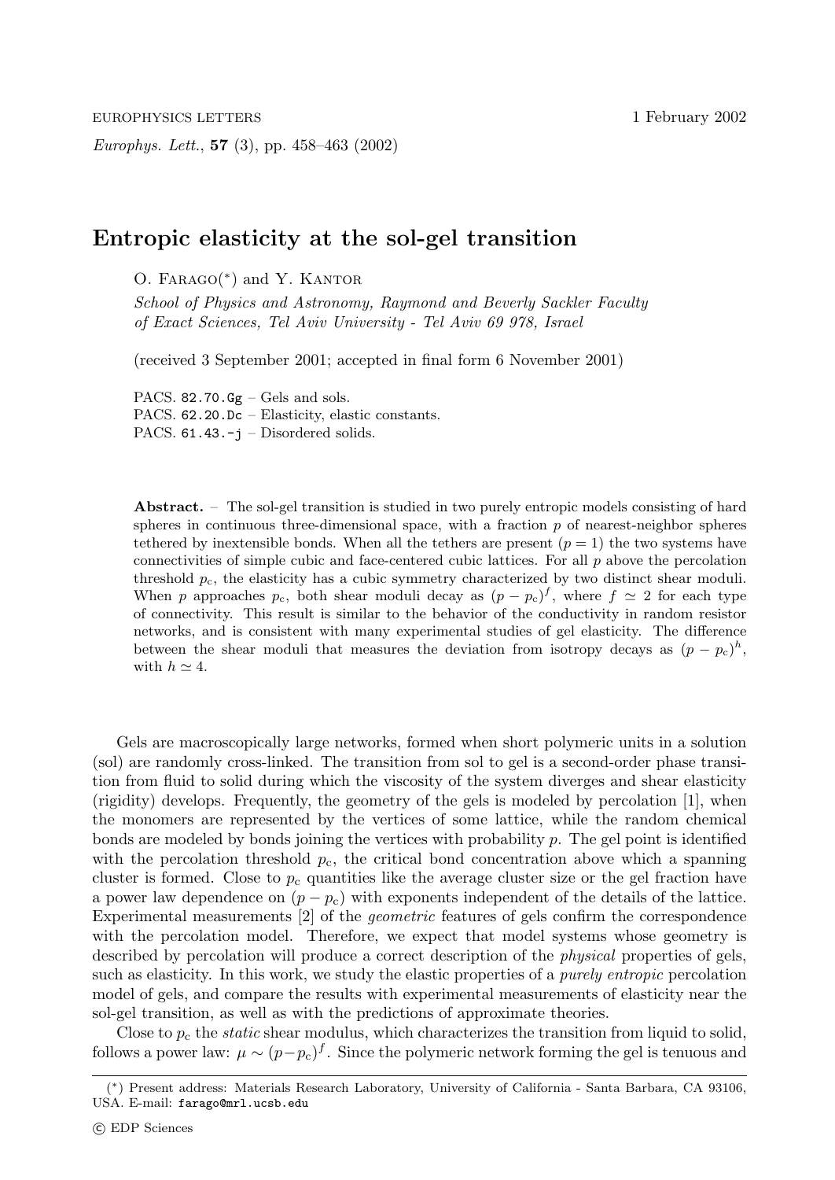EUROPHYSICS LETTERS 1 February 2002

*Europhys. Lett.*, **57** (3), pp. 458–463 (2002)

# Entropic elasticity at the sol-gel transition

O. Farago(*) and Y. Kantor

*School of Physics and Astronomy, Raymond and Beverly Sackler Faculty of Exact Sciences, Tel Aviv University - Tel Aviv 69 978, Israel*

(received 3 September 2001; accepted in final form 6 November 2001)

PACS. 82.70.Gg – Gels and sols.
PACS. 62.20.Dc – Elasticity, elastic constants.
PACS. 61.43.-j – Disordered solids.

**Abstract.** – The sol-gel transition is studied in two purely entropic models consisting of hard spheres in continuous three-dimensional space, with a fraction $p$ of nearest-neighbor spheres tethered by inextensible bonds. When all the tethers are present ($p = 1$) the two systems have connectivities of simple cubic and face-centered cubic lattices. For all $p$ above the percolation threshold $p_c$, the elasticity has a cubic symmetry characterized by two distinct shear moduli. When $p$ approaches $p_c$, both shear moduli decay as $(p - p_c)^f$, where $f \simeq 2$ for each type of connectivity. This result is similar to the behavior of the conductivity in random resistor networks, and is consistent with many experimental studies of gel elasticity. The difference between the shear moduli that measures the deviation from isotropy decays as $(p - p_c)^h$, with $h \simeq 4$.

Gels are macroscopically large networks, formed when short polymeric units in a solution (sol) are randomly cross-linked. The transition from sol to gel is a second-order phase transition from fluid to solid during which the viscosity of the system diverges and shear elasticity (rigidity) develops. Frequently, the geometry of the gels is modeled by percolation [1], when the monomers are represented by the vertices of some lattice, while the random chemical bonds are modeled by bonds joining the vertices with probability $p$. The gel point is identified with the percolation threshold $p_c$, the critical bond concentration above which a spanning cluster is formed. Close to $p_c$ quantities like the average cluster size or the gel fraction have a power law dependence on $(p - p_c)$ with exponents independent of the details of the lattice. Experimental measurements [2] of the *geometric* features of gels confirm the correspondence with the percolation model. Therefore, we expect that model systems whose geometry is described by percolation will produce a correct description of the *physical* properties of gels, such as elasticity. In this work, we study the elastic properties of a *purely entropic* percolation model of gels, and compare the results with experimental measurements of elasticity near the sol-gel transition, as well as with the predictions of approximate theories.

Close to $p_c$ the *static* shear modulus, which characterizes the transition from liquid to solid, follows a power law: $\mu \sim (p-p_c)^f$. Since the polymeric network forming the gel is tenuous and

(*) Present address: Materials Research Laboratory, University of California - Santa Barbara, CA 93106, USA. E-mail: farago@mrl.ucsb.edu

© EDP Sciences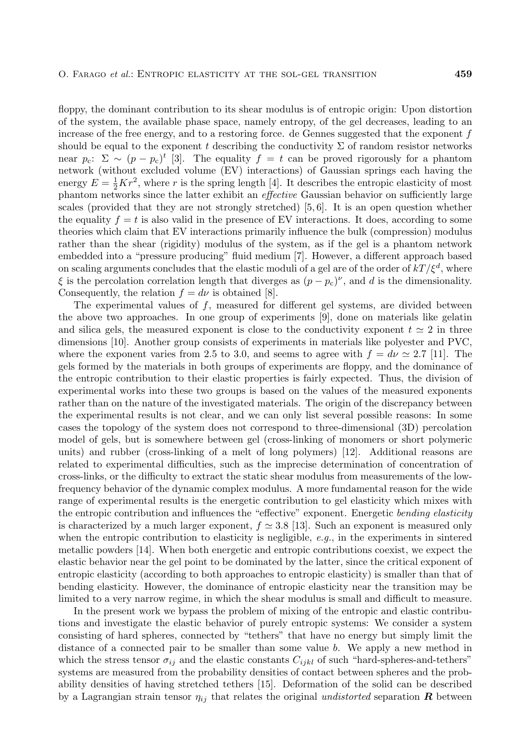floppy, the dominant contribution to its shear modulus is of entropic origin: Upon distortion of the system, the available phase space, namely entropy, of the gel decreases, leading to an increase of the free energy, and to a restoring force. de Gennes suggested that the exponent $f$ should be equal to the exponent $t$ describing the conductivity $\Sigma$ of random resistor networks near $p_c$: $\Sigma \sim (p - p_c)^t$ [3]. The equality $f = t$ can be proved rigorously for a phantom network (without excluded volume (EV) interactions) of Gaussian springs each having the energy $E = \frac{1}{2}Kr^2$, where $r$ is the spring length [4]. It describes the entropic elasticity of most phantom networks since the latter exhibit an *effective* Gaussian behavior on sufficiently large scales (provided that they are not strongly stretched) [5, 6]. It is an open question whether the equality $f = t$ is also valid in the presence of EV interactions. It does, according to some theories which claim that EV interactions primarily influence the bulk (compression) modulus rather than the shear (rigidity) modulus of the system, as if the gel is a phantom network embedded into a "pressure producing" fluid medium [7]. However, a different approach based on scaling arguments concludes that the elastic moduli of a gel are of the order of $kT/\xi^d$, where $\xi$ is the percolation correlation length that diverges as $(p - p_c)^\nu$, and $d$ is the dimensionality. Consequently, the relation $f = d\nu$ is obtained [8].

The experimental values of $f$, measured for different gel systems, are divided between the above two approaches. In one group of experiments [9], done on materials like gelatin and silica gels, the measured exponent is close to the conductivity exponent $t \simeq 2$ in three dimensions [10]. Another group consists of experiments in materials like polyester and PVC, where the exponent varies from 2.5 to 3.0, and seems to agree with $f = d\nu \simeq 2.7$ [11]. The gels formed by the materials in both groups of experiments are floppy, and the dominance of the entropic contribution to their elastic properties is fairly expected. Thus, the division of experimental works into these two groups is based on the values of the measured exponents rather than on the nature of the investigated materials. The origin of the discrepancy between the experimental results is not clear, and we can only list several possible reasons: In some cases the topology of the system does not correspond to three-dimensional (3D) percolation model of gels, but is somewhere between gel (cross-linking of monomers or short polymeric units) and rubber (cross-linking of a melt of long polymers) [12]. Additional reasons are related to experimental difficulties, such as the imprecise determination of concentration of cross-links, or the difficulty to extract the static shear modulus from measurements of the low-frequency behavior of the dynamic complex modulus. A more fundamental reason for the wide range of experimental results is the energetic contribution to gel elasticity which mixes with the entropic contribution and influences the "effective" exponent. Energetic *bending elasticity* is characterized by a much larger exponent, $f \simeq 3.8$ [13]. Such an exponent is measured only when the entropic contribution to elasticity is negligible, *e.g.*, in the experiments in sintered metallic powders [14]. When both energetic and entropic contributions coexist, we expect the elastic behavior near the gel point to be dominated by the latter, since the critical exponent of entropic elasticity (according to both approaches to entropic elasticity) is smaller than that of bending elasticity. However, the dominance of entropic elasticity near the transition may be limited to a very narrow regime, in which the shear modulus is small and difficult to measure.

In the present work we bypass the problem of mixing of the entropic and elastic contributions and investigate the elastic behavior of purely entropic systems: We consider a system consisting of hard spheres, connected by "tethers" that have no energy but simply limit the distance of a connected pair to be smaller than some value $b$. We apply a new method in which the stress tensor $\sigma_{ij}$ and the elastic constants $C_{ijkl}$ of such "hard-spheres-and-tethers" systems are measured from the probability densities of contact between spheres and the probability densities of having stretched tethers [15]. Deformation of the solid can be described by a Lagrangian strain tensor $\eta_{ij}$ that relates the original *undistorted* separation $\boldsymbol{R}$ between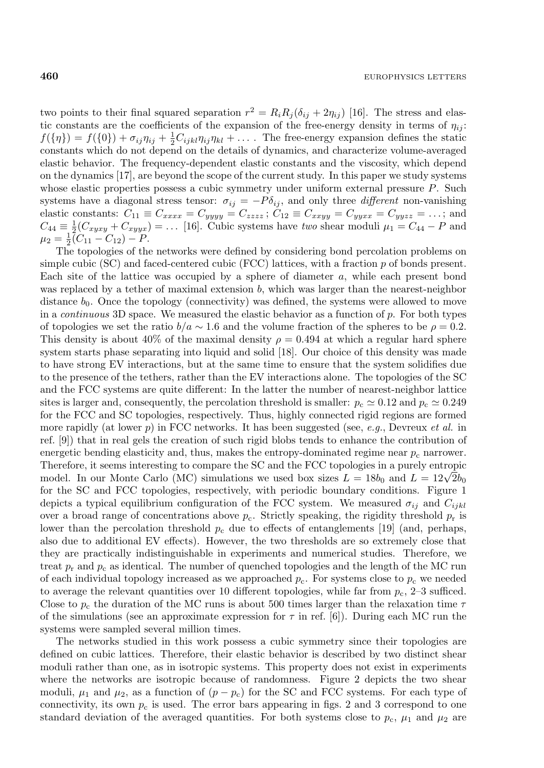two points to their final squared separation $r^2 = R_i R_j(\delta_{ij} + 2\eta_{ij})$ [16]. The stress and elastic constants are the coefficients of the expansion of the free-energy density in terms of $\eta_{ij}$: $f(\{\eta\}) = f(\{0\}) + \sigma_{ij}\eta_{ij} + \frac{1}{2}C_{ijkl}\eta_{ij}\eta_{kl} + \ldots$ . The free-energy expansion defines the static constants which do not depend on the details of dynamics, and characterize volume-averaged elastic behavior. The frequency-dependent elastic constants and the viscosity, which depend on the dynamics [17], are beyond the scope of the current study. In this paper we study systems whose elastic properties possess a cubic symmetry under uniform external pressure $P$. Such systems have a diagonal stress tensor: $\sigma_{ij} = -P\delta_{ij}$, and only three *different* non-vanishing elastic constants: $C_{11} \equiv C_{xxxx} = C_{yyyy} = C_{zzzz}$ ; $C_{12} \equiv C_{xxyy} = C_{yyxx} = C_{yyzz} = \ldots$; and $C_{44} \equiv \frac{1}{2}(C_{xyxy} + C_{xyyx}) = \ldots$ [16]. Cubic systems have *two* shear moduli $\mu_1 = C_{44} - P$ and $\mu_2 = \frac{1}{2}(C_{11} - C_{12}) - P$.

The topologies of the networks were defined by considering bond percolation problems on simple cubic (SC) and faced-centered cubic (FCC) lattices, with a fraction $p$ of bonds present. Each site of the lattice was occupied by a sphere of diameter $a$, while each present bond was replaced by a tether of maximal extension $b$, which was larger than the nearest-neighbor distance $b_0$. Once the topology (connectivity) was defined, the systems were allowed to move in a *continuous* 3D space. We measured the elastic behavior as a function of $p$. For both types of topologies we set the ratio $b/a \sim 1.6$ and the volume fraction of the spheres to be $\rho = 0.2$. This density is about 40% of the maximal density $\rho = 0.494$ at which a regular hard sphere system starts phase separating into liquid and solid [18]. Our choice of this density was made to have strong EV interactions, but at the same time to ensure that the system solidifies due to the presence of the tethers, rather than the EV interactions alone. The topologies of the SC and the FCC systems are quite different: In the latter the number of nearest-neighbor lattice sites is larger and, consequently, the percolation threshold is smaller: $p_c \simeq 0.12$ and $p_c \simeq 0.249$ for the FCC and SC topologies, respectively. Thus, highly connected rigid regions are formed more rapidly (at lower $p$) in FCC networks. It has been suggested (see, *e.g.*, Devreux *et al.* in ref. [9]) that in real gels the creation of such rigid blobs tends to enhance the contribution of energetic bending elasticity and, thus, makes the entropy-dominated regime near $p_c$ narrower. Therefore, it seems interesting to compare the SC and the FCC topologies in a purely entropic model. In our Monte Carlo (MC) simulations we used box sizes $L = 18b_0$ and $L = 12\sqrt{2}b_0$ for the SC and FCC topologies, respectively, with periodic boundary conditions. Figure 1 depicts a typical equilibrium configuration of the FCC system. We measured $\sigma_{ij}$ and $C_{ijkl}$ over a broad range of concentrations above $p_c$. Strictly speaking, the rigidity threshold $p_r$ is lower than the percolation threshold $p_c$ due to effects of entanglements [19] (and, perhaps, also due to additional EV effects). However, the two thresholds are so extremely close that they are practically indistinguishable in experiments and numerical studies. Therefore, we treat $p_r$ and $p_c$ as identical. The number of quenched topologies and the length of the MC run of each individual topology increased as we approached $p_c$. For systems close to $p_c$ we needed to average the relevant quantities over 10 different topologies, while far from $p_c$, 2–3 sufficed. Close to $p_c$ the duration of the MC runs is about 500 times larger than the relaxation time $\tau$ of the simulations (see an approximate expression for $\tau$ in ref. [6]). During each MC run the systems were sampled several million times.

The networks studied in this work possess a cubic symmetry since their topologies are defined on cubic lattices. Therefore, their elastic behavior is described by two distinct shear moduli rather than one, as in isotropic systems. This property does not exist in experiments where the networks are isotropic because of randomness. Figure 2 depicts the two shear moduli, $\mu_1$ and $\mu_2$, as a function of $(p - p_c)$ for the SC and FCC systems. For each type of connectivity, its own $p_c$ is used. The error bars appearing in figs. 2 and 3 correspond to one standard deviation of the averaged quantities. For both systems close to $p_c$, $\mu_1$ and $\mu_2$ are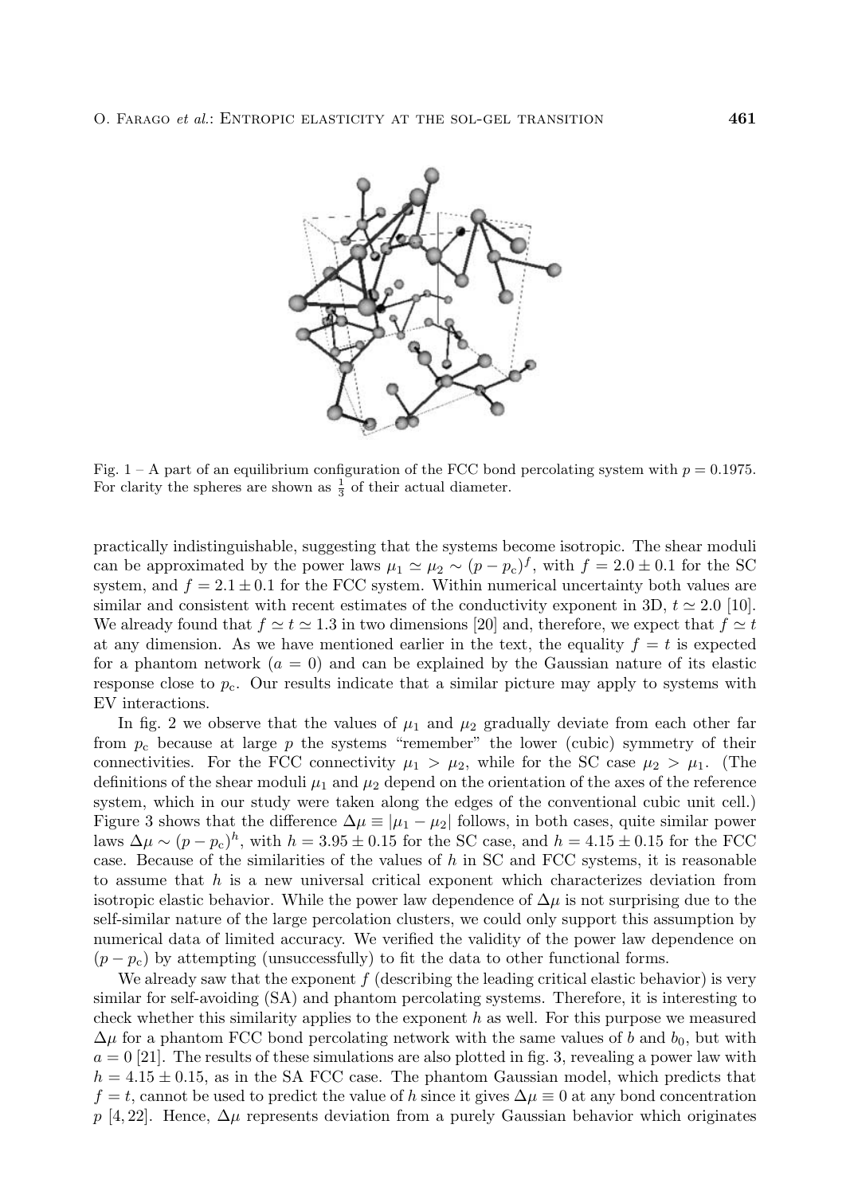Fig. 1 – A part of an equilibrium configuration of the FCC bond percolating system with $p = 0.1975$. For clarity the spheres are shown as $\frac{1}{3}$ of their actual diameter.

practically indistinguishable, suggesting that the systems become isotropic. The shear moduli can be approximated by the power laws $\mu_1 \simeq \mu_2 \sim (p - p_c)^f$, with $f = 2.0 \pm 0.1$ for the SC system, and $f = 2.1 \pm 0.1$ for the FCC system. Within numerical uncertainty both values are similar and consistent with recent estimates of the conductivity exponent in 3D, $t \simeq 2.0$ [10]. We already found that $f \simeq t \simeq 1.3$ in two dimensions [20] and, therefore, we expect that $f \simeq t$ at any dimension. As we have mentioned earlier in the text, the equality $f = t$ is expected for a phantom network ($a = 0$) and can be explained by the Gaussian nature of its elastic response close to $p_c$. Our results indicate that a similar picture may apply to systems with EV interactions.

In fig. 2 we observe that the values of $\mu_1$ and $\mu_2$ gradually deviate from each other far from $p_c$ because at large $p$ the systems "remember" the lower (cubic) symmetry of their connectivities. For the FCC connectivity $\mu_1 > \mu_2$, while for the SC case $\mu_2 > \mu_1$. (The definitions of the shear moduli $\mu_1$ and $\mu_2$ depend on the orientation of the axes of the reference system, which in our study were taken along the edges of the conventional cubic unit cell.) Figure 3 shows that the difference $\Delta\mu \equiv |\mu_1 - \mu_2|$ follows, in both cases, quite similar power laws $\Delta\mu \sim (p - p_c)^h$, with $h = 3.95 \pm 0.15$ for the SC case, and $h = 4.15 \pm 0.15$ for the FCC case. Because of the similarities of the values of $h$ in SC and FCC systems, it is reasonable to assume that $h$ is a new universal critical exponent which characterizes deviation from isotropic elastic behavior. While the power law dependence of $\Delta\mu$ is not surprising due to the self-similar nature of the large percolation clusters, we could only support this assumption by numerical data of limited accuracy. We verified the validity of the power law dependence on $(p - p_c)$ by attempting (unsuccessfully) to fit the data to other functional forms.

We already saw that the exponent $f$ (describing the leading critical elastic behavior) is very similar for self-avoiding (SA) and phantom percolating systems. Therefore, it is interesting to check whether this similarity applies to the exponent $h$ as well. For this purpose we measured $\Delta\mu$ for a phantom FCC bond percolating network with the same values of $b$ and $b_0$, but with $a = 0$ [21]. The results of these simulations are also plotted in fig. 3, revealing a power law with $h = 4.15 \pm 0.15$, as in the SA FCC case. The phantom Gaussian model, which predicts that $f = t$, cannot be used to predict the value of $h$ since it gives $\Delta\mu \equiv 0$ at any bond concentration $p$ [4, 22]. Hence, $\Delta\mu$ represents deviation from a purely Gaussian behavior which originates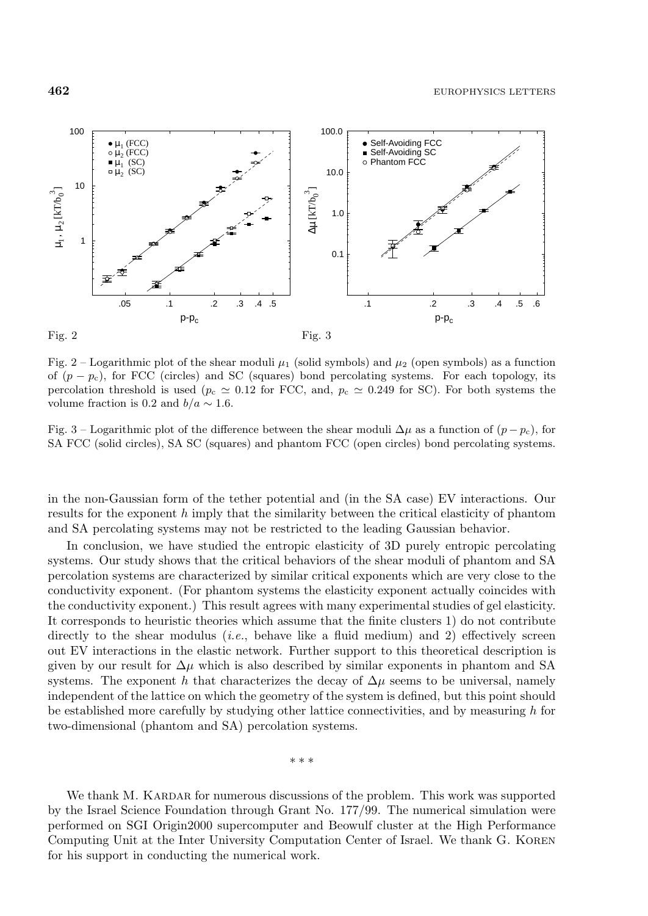Fig. 2

Fig. 3

Fig. 2 – Logarithmic plot of the shear moduli $\mu_1$ (solid symbols) and $\mu_2$ (open symbols) as a function of $(p - p_c)$, for FCC (circles) and SC (squares) bond percolating systems. For each topology, its percolation threshold is used ($p_c \simeq 0.12$ for FCC, and, $p_c \simeq 0.249$ for SC). For both systems the volume fraction is 0.2 and $b/a \sim 1.6$.

Fig. 3 – Logarithmic plot of the difference between the shear moduli $\Delta\mu$ as a function of $(p - p_c)$, for SA FCC (solid circles), SA SC (squares) and phantom FCC (open circles) bond percolating systems.

in the non-Gaussian form of the tether potential and (in the SA case) EV interactions. Our results for the exponent $h$ imply that the similarity between the critical elasticity of phantom and SA percolating systems may not be restricted to the leading Gaussian behavior.

In conclusion, we have studied the entropic elasticity of 3D purely entropic percolating systems. Our study shows that the critical behaviors of the shear moduli of phantom and SA percolation systems are characterized by similar critical exponents which are very close to the conductivity exponent. (For phantom systems the elasticity exponent actually coincides with the conductivity exponent.) This result agrees with many experimental studies of gel elasticity. It corresponds to heuristic theories which assume that the finite clusters 1) do not contribute directly to the shear modulus (*i.e.*, behave like a fluid medium) and 2) effectively screen out EV interactions in the elastic network. Further support to this theoretical description is given by our result for $\Delta\mu$ which is also described by similar exponents in phantom and SA systems. The exponent $h$ that characterizes the decay of $\Delta\mu$ seems to be universal, namely independent of the lattice on which the geometry of the system is defined, but this point should be established more carefully by studying other lattice connectivities, and by measuring $h$ for two-dimensional (phantom and SA) percolation systems.

\* \* \*

We thank M. Kardar for numerous discussions of the problem. This work was supported by the Israel Science Foundation through Grant No. 177/99. The numerical simulation were performed on SGI Origin2000 supercomputer and Beowulf cluster at the High Performance Computing Unit at the Inter University Computation Center of Israel. We thank G. Koren for his support in conducting the numerical work.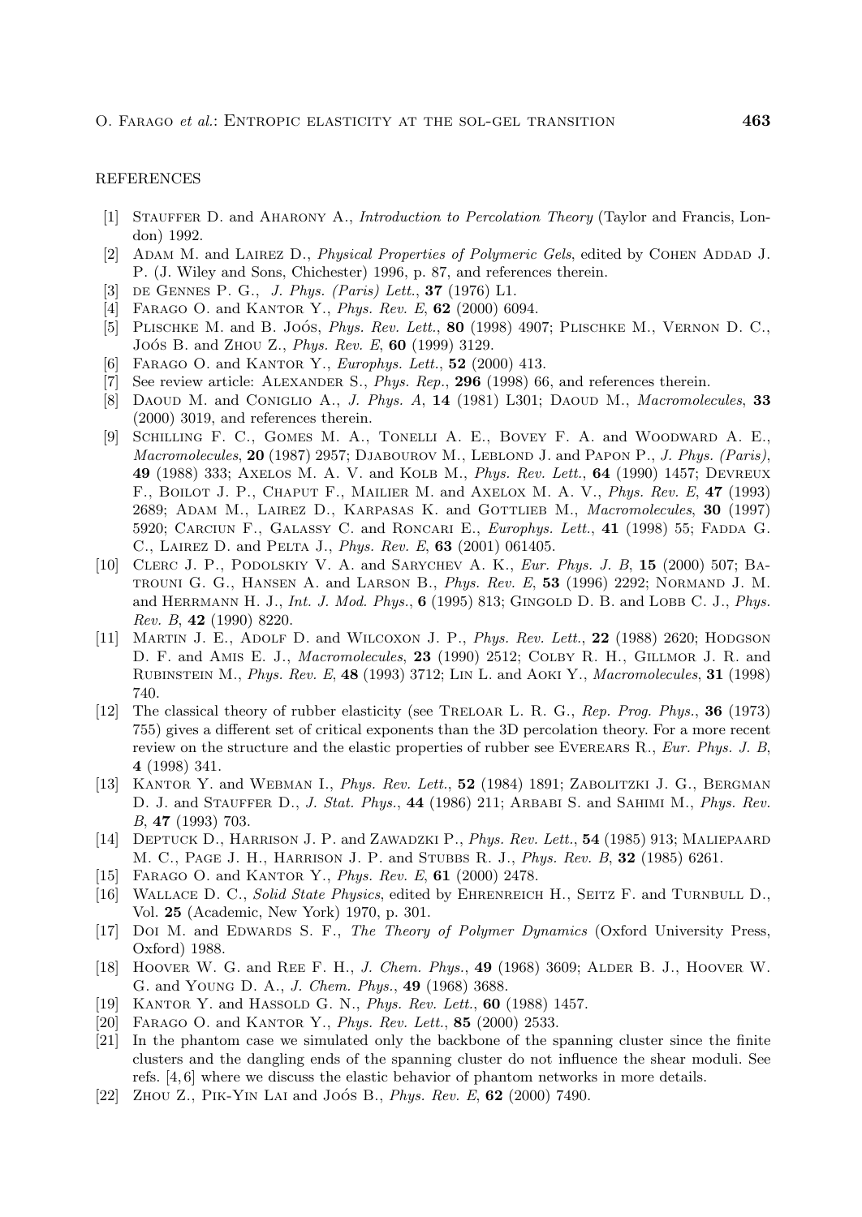## REFERENCES

[1] Stauffer D. and Aharony A., *Introduction to Percolation Theory* (Taylor and Francis, London) 1992.

[2] Adam M. and Lairez D., *Physical Properties of Polymeric Gels*, edited by Cohen Addad J. P. (J. Wiley and Sons, Chichester) 1996, p. 87, and references therein.

[3] de Gennes P. G., *J. Phys. (Paris) Lett.*, **37** (1976) L1.

[4] Farago O. and Kantor Y., *Phys. Rev. E*, **62** (2000) 6094.

[5] Plischke M. and B. Joós, *Phys. Rev. Lett.*, **80** (1998) 4907; Plischke M., Vernon D. C., Joós B. and Zhou Z., *Phys. Rev. E*, **60** (1999) 3129.

[6] Farago O. and Kantor Y., *Europhys. Lett.*, **52** (2000) 413.

[7] See review article: Alexander S., *Phys. Rep.*, **296** (1998) 66, and references therein.

[8] Daoud M. and Coniglio A., *J. Phys. A*, **14** (1981) L301; Daoud M., *Macromolecules*, **33** (2000) 3019, and references therein.

[9] Schilling F. C., Gomes M. A., Tonelli A. E., Bovey F. A. and Woodward A. E., *Macromolecules*, **20** (1987) 2957; Djabourov M., Leblond J. and Papon P., *J. Phys. (Paris)*, **49** (1988) 333; Axelos M. A. V. and Kolb M., *Phys. Rev. Lett.*, **64** (1990) 1457; Devreux F., Boilot J. P., Chaput F., Mailier M. and Axelox M. A. V., *Phys. Rev. E*, **47** (1993) 2689; Adam M., Lairez D., Karpasas K. and Gottlieb M., *Macromolecules*, **30** (1997) 5920; Carciun F., Galassy C. and Roncari E., *Europhys. Lett.*, **41** (1998) 55; Fadda G. C., Lairez D. and Pelta J., *Phys. Rev. E*, **63** (2001) 061405.

[10] Clerc J. P., Podolskiy V. A. and Sarychev A. K., *Eur. Phys. J. B*, **15** (2000) 507; Batrouni G. G., Hansen A. and Larson B., *Phys. Rev. E*, **53** (1996) 2292; Normand J. M. and Herrmann H. J., *Int. J. Mod. Phys.*, **6** (1995) 813; Gingold D. B. and Lobb C. J., *Phys. Rev. B*, **42** (1990) 8220.

[11] Martin J. E., Adolf D. and Wilcoxon J. P., *Phys. Rev. Lett.*, **22** (1988) 2620; Hodgson D. F. and Amis E. J., *Macromolecules*, **23** (1990) 2512; Colby R. H., Gillmor J. R. and Rubinstein M., *Phys. Rev. E*, **48** (1993) 3712; Lin L. and Aoki Y., *Macromolecules*, **31** (1998) 740.

[12] The classical theory of rubber elasticity (see Treloar L. R. G., *Rep. Prog. Phys.*, **36** (1973) 755) gives a different set of critical exponents than the 3D percolation theory. For a more recent review on the structure and the elastic properties of rubber see Everears R., *Eur. Phys. J. B*, **4** (1998) 341.

[13] Kantor Y. and Webman I., *Phys. Rev. Lett.*, **52** (1984) 1891; Zabolitzki J. G., Bergman D. J. and Stauffer D., *J. Stat. Phys.*, **44** (1986) 211; Arbabi S. and Sahimi M., *Phys. Rev. B*, **47** (1993) 703.

[14] Deptuck D., Harrison J. P. and Zawadzki P., *Phys. Rev. Lett.*, **54** (1985) 913; Maliepaard M. C., Page J. H., Harrison J. P. and Stubbs R. J., *Phys. Rev. B*, **32** (1985) 6261.

[15] Farago O. and Kantor Y., *Phys. Rev. E*, **61** (2000) 2478.

[16] Wallace D. C., *Solid State Physics*, edited by Ehrenreich H., Seitz F. and Turnbull D., Vol. **25** (Academic, New York) 1970, p. 301.

[17] Doi M. and Edwards S. F., *The Theory of Polymer Dynamics* (Oxford University Press, Oxford) 1988.

[18] Hoover W. G. and Ree F. H., *J. Chem. Phys.*, **49** (1968) 3609; Alder B. J., Hoover W. G. and Young D. A., *J. Chem. Phys.*, **49** (1968) 3688.

[19] Kantor Y. and Hassold G. N., *Phys. Rev. Lett.*, **60** (1988) 1457.

[20] Farago O. and Kantor Y., *Phys. Rev. Lett.*, **85** (2000) 2533.

[21] In the phantom case we simulated only the backbone of the spanning cluster since the finite clusters and the dangling ends of the spanning cluster do not influence the shear moduli. See refs. [4,6] where we discuss the elastic behavior of phantom networks in more details.

[22] Zhou Z., Pik-Yin Lai and Joós B., *Phys. Rev. E*, **62** (2000) 7490.